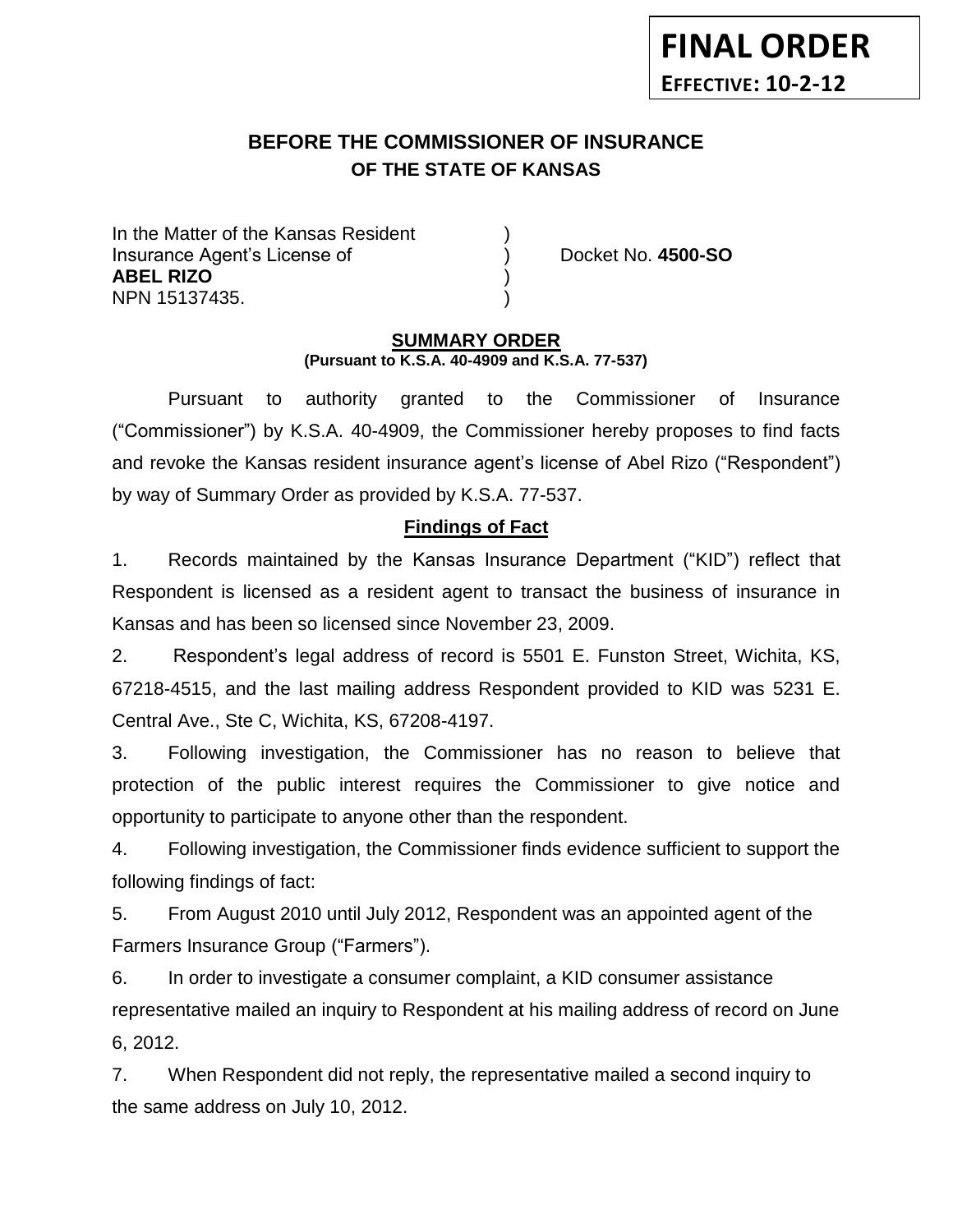**FINAL ORDER**
**EFFECTIVE: 10-2-12**

# BEFORE THE COMMISSIONER OF INSURANCE
## OF THE STATE OF KANSAS

In the Matter of the Kansas Resident )
Insurance Agent's License of ) Docket No. **4500-SO**
**ABEL RIZO** )
NPN 15137435. )

## SUMMARY ORDER
**(Pursuant to K.S.A. 40-4909 and K.S.A. 77-537)**

Pursuant to authority granted to the Commissioner of Insurance ("Commissioner") by K.S.A. 40-4909, the Commissioner hereby proposes to find facts and revoke the Kansas resident insurance agent's license of Abel Rizo ("Respondent") by way of Summary Order as provided by K.S.A. 77-537.

## Findings of Fact

1. Records maintained by the Kansas Insurance Department ("KID") reflect that Respondent is licensed as a resident agent to transact the business of insurance in Kansas and has been so licensed since November 23, 2009.

2. Respondent's legal address of record is 5501 E. Funston Street, Wichita, KS, 67218-4515, and the last mailing address Respondent provided to KID was 5231 E. Central Ave., Ste C, Wichita, KS, 67208-4197.

3. Following investigation, the Commissioner has no reason to believe that protection of the public interest requires the Commissioner to give notice and opportunity to participate to anyone other than the respondent.

4. Following investigation, the Commissioner finds evidence sufficient to support the following findings of fact:

5. From August 2010 until July 2012, Respondent was an appointed agent of the Farmers Insurance Group ("Farmers").

6. In order to investigate a consumer complaint, a KID consumer assistance representative mailed an inquiry to Respondent at his mailing address of record on June 6, 2012.

7. When Respondent did not reply, the representative mailed a second inquiry to the same address on July 10, 2012.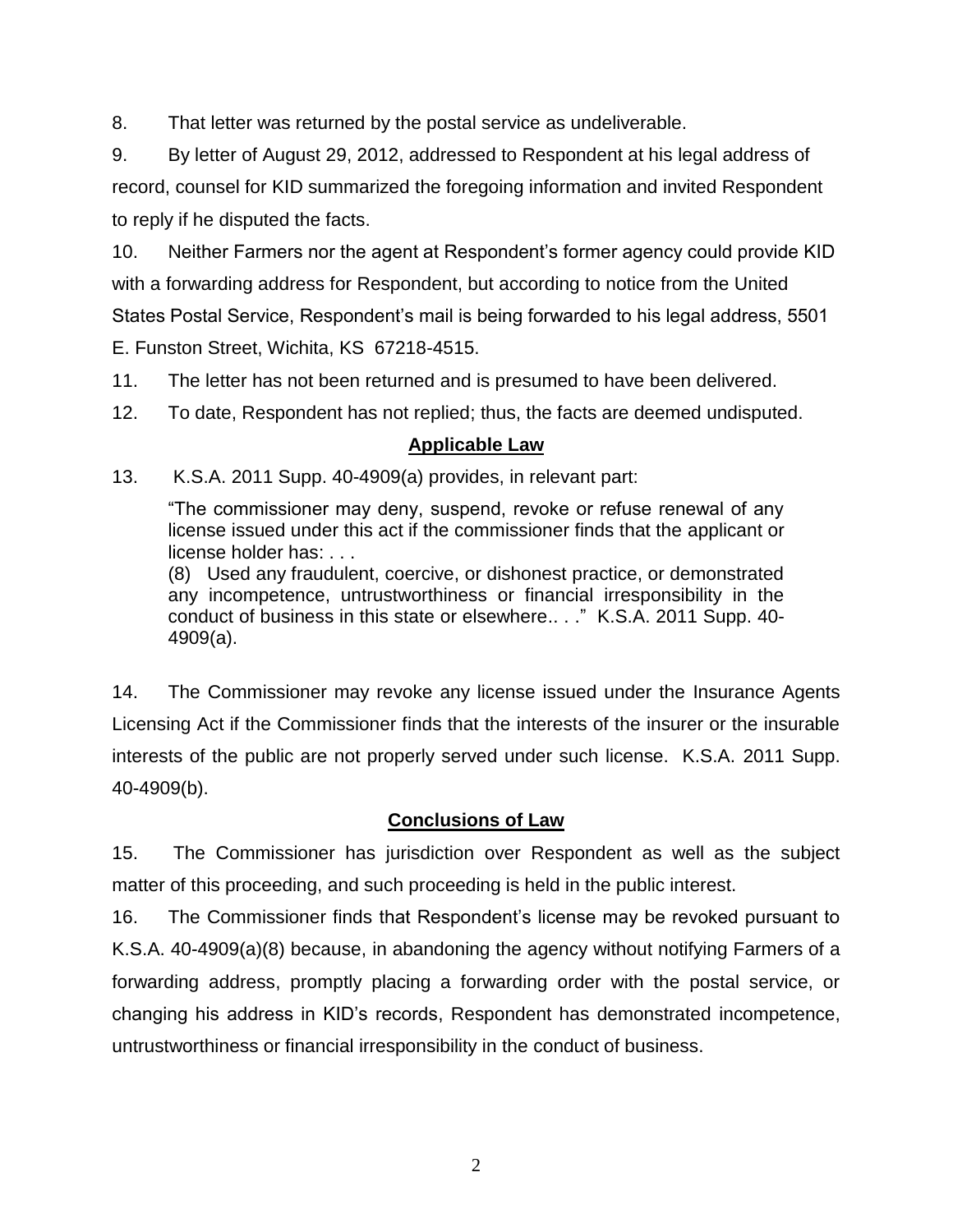8. That letter was returned by the postal service as undeliverable.

9. By letter of August 29, 2012, addressed to Respondent at his legal address of record, counsel for KID summarized the foregoing information and invited Respondent to reply if he disputed the facts.

10. Neither Farmers nor the agent at Respondent's former agency could provide KID with a forwarding address for Respondent, but according to notice from the United States Postal Service, Respondent's mail is being forwarded to his legal address, 5501 E. Funston Street, Wichita, KS 67218-4515.

11. The letter has not been returned and is presumed to have been delivered.

12. To date, Respondent has not replied; thus, the facts are deemed undisputed.

## Applicable Law

13. K.S.A. 2011 Supp. 40-4909(a) provides, in relevant part:

> "The commissioner may deny, suspend, revoke or refuse renewal of any license issued under this act if the commissioner finds that the applicant or license holder has: . . .
> (8) Used any fraudulent, coercive, or dishonest practice, or demonstrated any incompetence, untrustworthiness or financial irresponsibility in the conduct of business in this state or elsewhere.. . ." K.S.A. 2011 Supp. 40-4909(a).

14. The Commissioner may revoke any license issued under the Insurance Agents Licensing Act if the Commissioner finds that the interests of the insurer or the insurable interests of the public are not properly served under such license. K.S.A. 2011 Supp. 40-4909(b).

## Conclusions of Law

15. The Commissioner has jurisdiction over Respondent as well as the subject matter of this proceeding, and such proceeding is held in the public interest.

16. The Commissioner finds that Respondent's license may be revoked pursuant to K.S.A. 40-4909(a)(8) because, in abandoning the agency without notifying Farmers of a forwarding address, promptly placing a forwarding order with the postal service, or changing his address in KID's records, Respondent has demonstrated incompetence, untrustworthiness or financial irresponsibility in the conduct of business.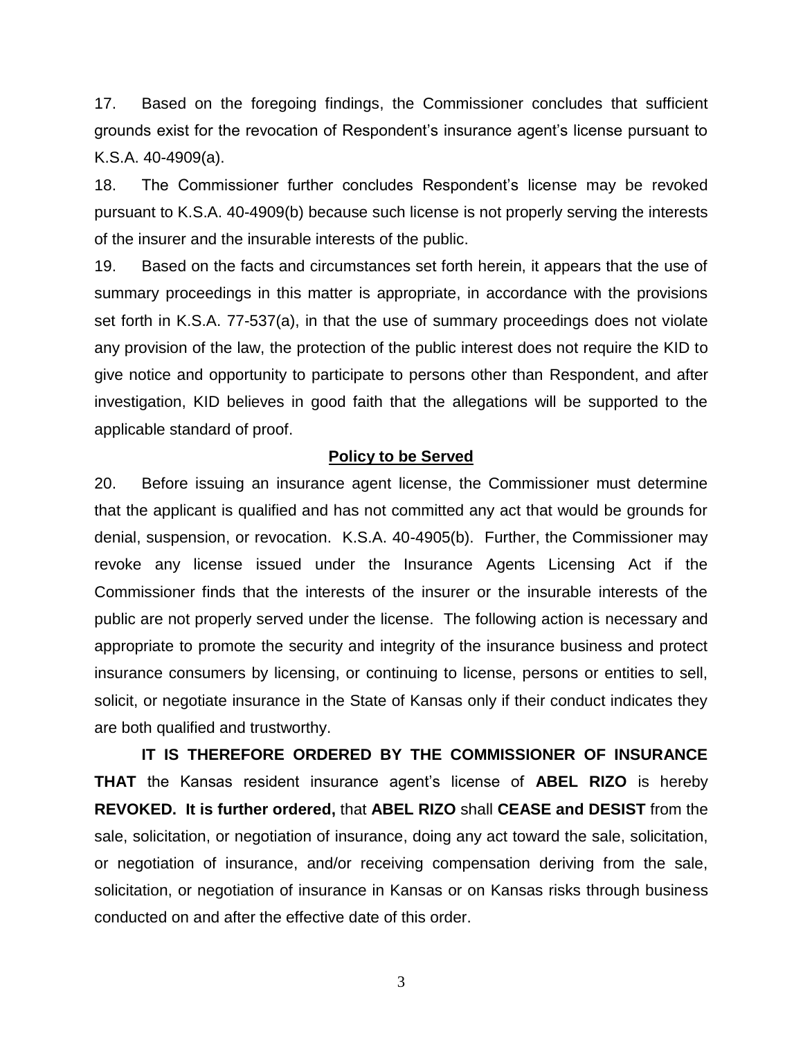17. Based on the foregoing findings, the Commissioner concludes that sufficient grounds exist for the revocation of Respondent's insurance agent's license pursuant to K.S.A. 40-4909(a).

18. The Commissioner further concludes Respondent's license may be revoked pursuant to K.S.A. 40-4909(b) because such license is not properly serving the interests of the insurer and the insurable interests of the public.

19. Based on the facts and circumstances set forth herein, it appears that the use of summary proceedings in this matter is appropriate, in accordance with the provisions set forth in K.S.A. 77-537(a), in that the use of summary proceedings does not violate any provision of the law, the protection of the public interest does not require the KID to give notice and opportunity to participate to persons other than Respondent, and after investigation, KID believes in good faith that the allegations will be supported to the applicable standard of proof.

## Policy to be Served

20. Before issuing an insurance agent license, the Commissioner must determine that the applicant is qualified and has not committed any act that would be grounds for denial, suspension, or revocation. K.S.A. 40-4905(b). Further, the Commissioner may revoke any license issued under the Insurance Agents Licensing Act if the Commissioner finds that the interests of the insurer or the insurable interests of the public are not properly served under the license. The following action is necessary and appropriate to promote the security and integrity of the insurance business and protect insurance consumers by licensing, or continuing to license, persons or entities to sell, solicit, or negotiate insurance in the State of Kansas only if their conduct indicates they are both qualified and trustworthy.

**IT IS THEREFORE ORDERED BY THE COMMISSIONER OF INSURANCE THAT** the Kansas resident insurance agent's license of **ABEL RIZO** is hereby **REVOKED. It is further ordered,** that **ABEL RIZO** shall **CEASE and DESIST** from the sale, solicitation, or negotiation of insurance, doing any act toward the sale, solicitation, or negotiation of insurance, and/or receiving compensation deriving from the sale, solicitation, or negotiation of insurance in Kansas or on Kansas risks through business conducted on and after the effective date of this order.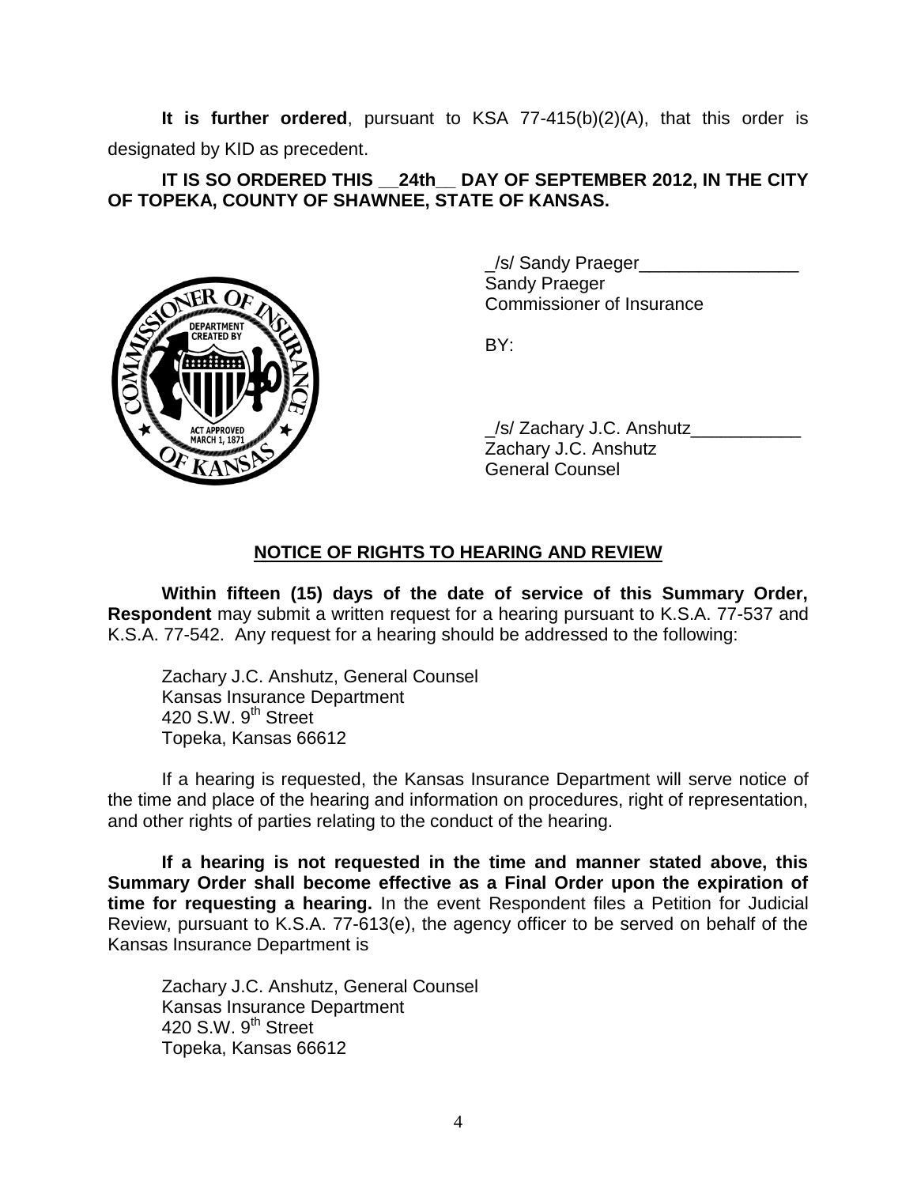**It is further ordered**, pursuant to KSA 77-415(b)(2)(A), that this order is designated by KID as precedent.

**IT IS SO ORDERED THIS __24th__ DAY OF SEPTEMBER 2012, IN THE CITY OF TOPEKA, COUNTY OF SHAWNEE, STATE OF KANSAS.**

_/s/ Sandy Praeger________________
Sandy Praeger
Commissioner of Insurance

BY:

_/s/ Zachary J.C. Anshutz___________
Zachary J.C. Anshutz
General Counsel

## NOTICE OF RIGHTS TO HEARING AND REVIEW

**Within fifteen (15) days of the date of service of this Summary Order, Respondent** may submit a written request for a hearing pursuant to K.S.A. 77-537 and K.S.A. 77-542. Any request for a hearing should be addressed to the following:

Zachary J.C. Anshutz, General Counsel
Kansas Insurance Department
420 S.W. 9th Street
Topeka, Kansas 66612

If a hearing is requested, the Kansas Insurance Department will serve notice of the time and place of the hearing and information on procedures, right of representation, and other rights of parties relating to the conduct of the hearing.

**If a hearing is not requested in the time and manner stated above, this Summary Order shall become effective as a Final Order upon the expiration of time for requesting a hearing.** In the event Respondent files a Petition for Judicial Review, pursuant to K.S.A. 77-613(e), the agency officer to be served on behalf of the Kansas Insurance Department is

Zachary J.C. Anshutz, General Counsel
Kansas Insurance Department
420 S.W. 9th Street
Topeka, Kansas 66612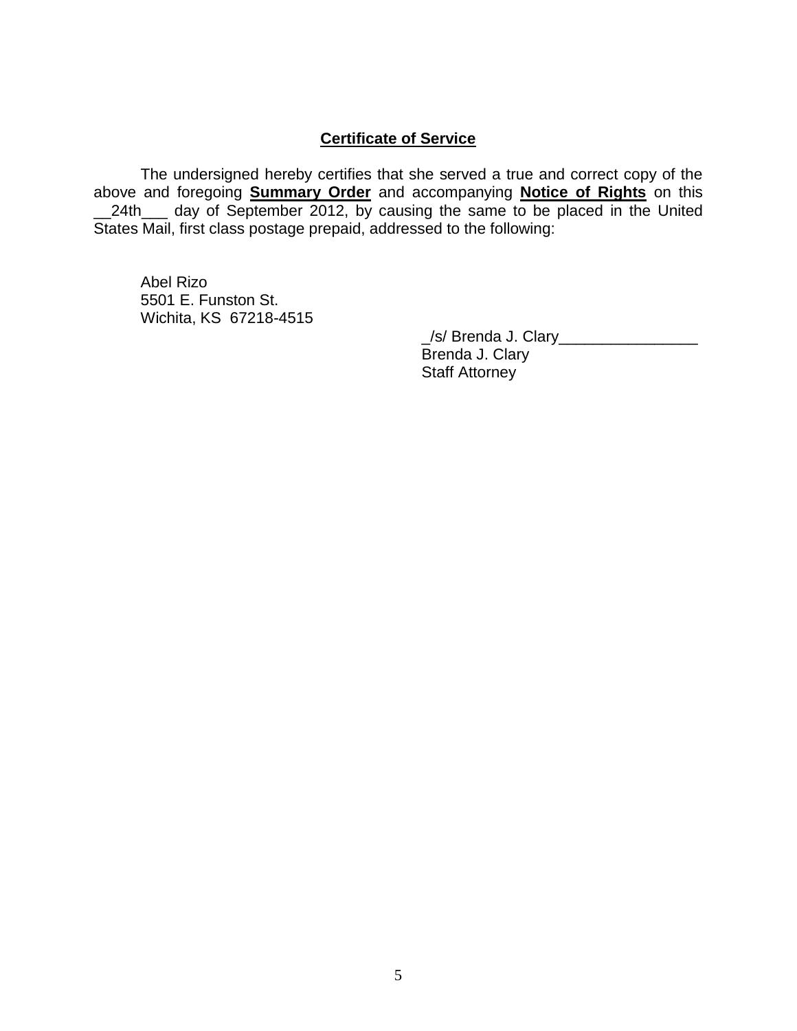**Certificate of Service**

The undersigned hereby certifies that she served a true and correct copy of the above and foregoing **Summary Order** and accompanying **Notice of Rights** on this __24th___ day of September 2012, by causing the same to be placed in the United States Mail, first class postage prepaid, addressed to the following:

Abel Rizo
5501 E. Funston St.
Wichita, KS 67218-4515

_/s/ Brenda J. Clary________________
Brenda J. Clary
Staff Attorney